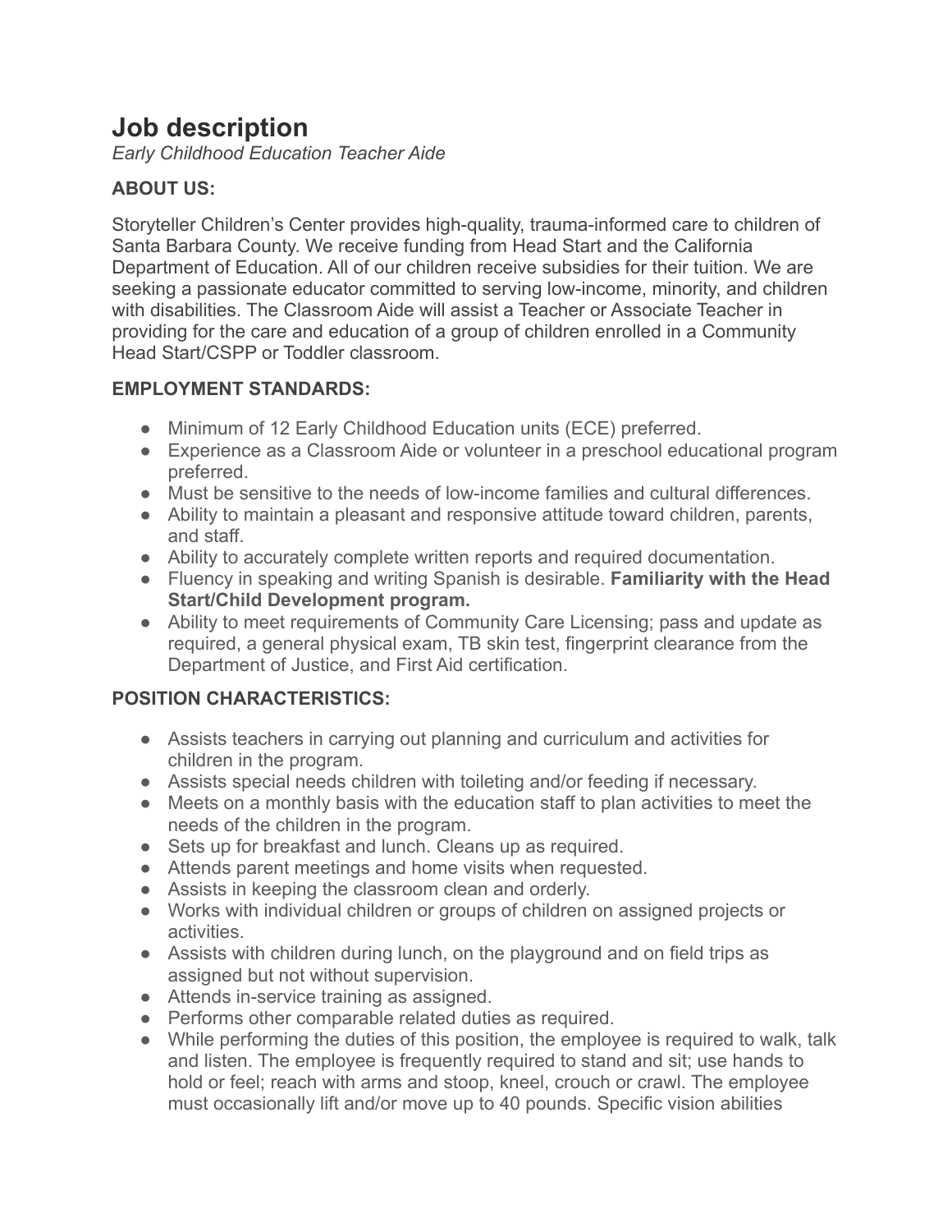# Job description

*Early Childhood Education Teacher Aide*

**ABOUT US:**

Storyteller Children's Center provides high-quality, trauma-informed care to children of Santa Barbara County. We receive funding from Head Start and the California Department of Education. All of our children receive subsidies for their tuition. We are seeking a passionate educator committed to serving low-income, minority, and children with disabilities. The Classroom Aide will assist a Teacher or Associate Teacher in providing for the care and education of a group of children enrolled in a Community Head Start/CSPP or Toddler classroom.

**EMPLOYMENT STANDARDS:**

- Minimum of 12 Early Childhood Education units (ECE) preferred.
- Experience as a Classroom Aide or volunteer in a preschool educational program preferred.
- Must be sensitive to the needs of low-income families and cultural differences.
- Ability to maintain a pleasant and responsive attitude toward children, parents, and staff.
- Ability to accurately complete written reports and required documentation.
- Fluency in speaking and writing Spanish is desirable. **Familiarity with the Head Start/Child Development program.**
- Ability to meet requirements of Community Care Licensing; pass and update as required, a general physical exam, TB skin test, fingerprint clearance from the Department of Justice, and First Aid certification.

**POSITION CHARACTERISTICS:**

- Assists teachers in carrying out planning and curriculum and activities for children in the program.
- Assists special needs children with toileting and/or feeding if necessary.
- Meets on a monthly basis with the education staff to plan activities to meet the needs of the children in the program.
- Sets up for breakfast and lunch. Cleans up as required.
- Attends parent meetings and home visits when requested.
- Assists in keeping the classroom clean and orderly.
- Works with individual children or groups of children on assigned projects or activities.
- Assists with children during lunch, on the playground and on field trips as assigned but not without supervision.
- Attends in-service training as assigned.
- Performs other comparable related duties as required.
- While performing the duties of this position, the employee is required to walk, talk and listen. The employee is frequently required to stand and sit; use hands to hold or feel; reach with arms and stoop, kneel, crouch or crawl. The employee must occasionally lift and/or move up to 40 pounds. Specific vision abilities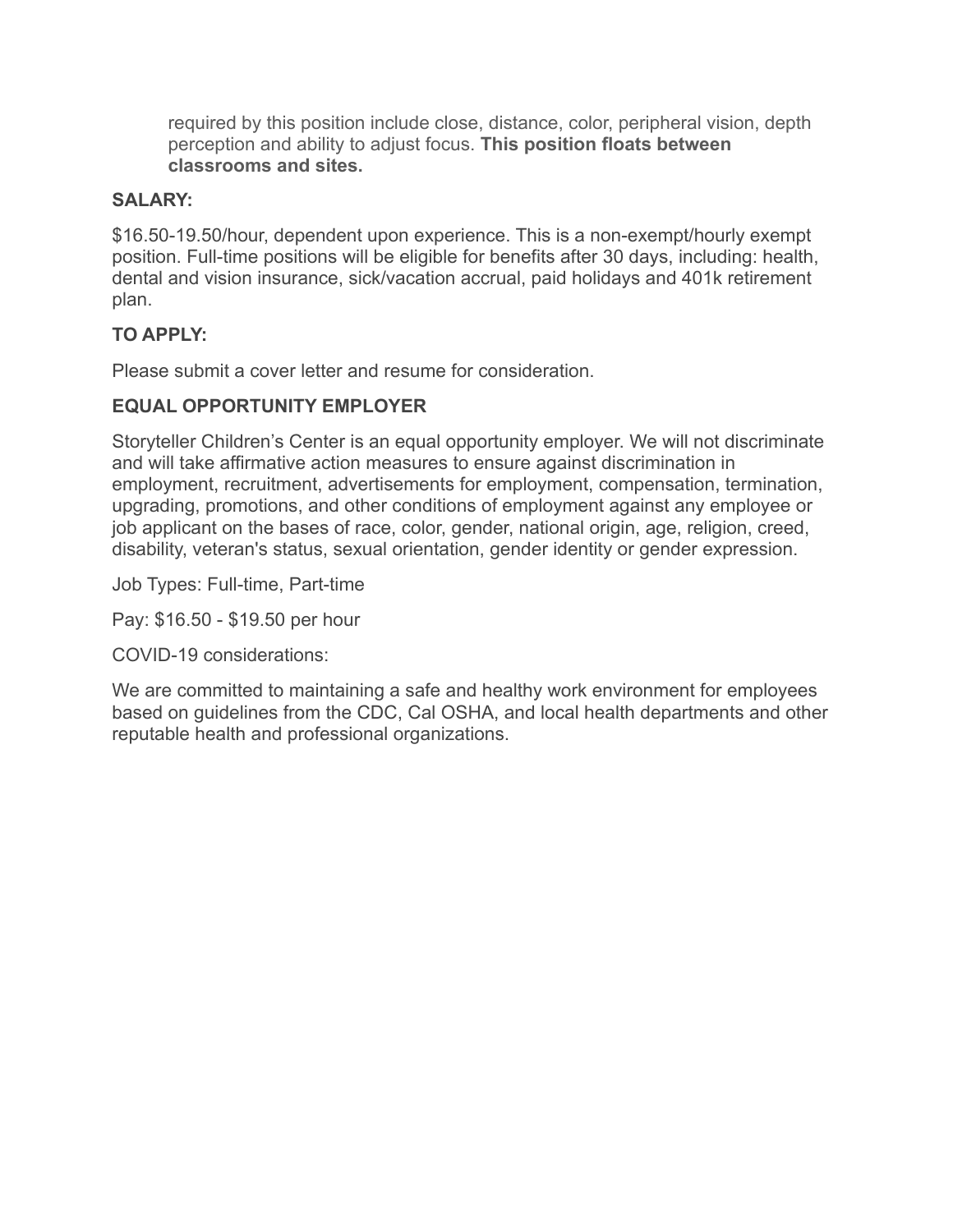required by this position include close, distance, color, peripheral vision, depth perception and ability to adjust focus. **This position floats between classrooms and sites.**

**SALARY:**

$16.50-19.50/hour, dependent upon experience. This is a non-exempt/hourly exempt position. Full-time positions will be eligible for benefits after 30 days, including: health, dental and vision insurance, sick/vacation accrual, paid holidays and 401k retirement plan.

**TO APPLY:**

Please submit a cover letter and resume for consideration.

**EQUAL OPPORTUNITY EMPLOYER**

Storyteller Children's Center is an equal opportunity employer. We will not discriminate and will take affirmative action measures to ensure against discrimination in employment, recruitment, advertisements for employment, compensation, termination, upgrading, promotions, and other conditions of employment against any employee or job applicant on the bases of race, color, gender, national origin, age, religion, creed, disability, veteran's status, sexual orientation, gender identity or gender expression.

Job Types: Full-time, Part-time

Pay: $16.50 - $19.50 per hour

COVID-19 considerations:

We are committed to maintaining a safe and healthy work environment for employees based on guidelines from the CDC, Cal OSHA, and local health departments and other reputable health and professional organizations.